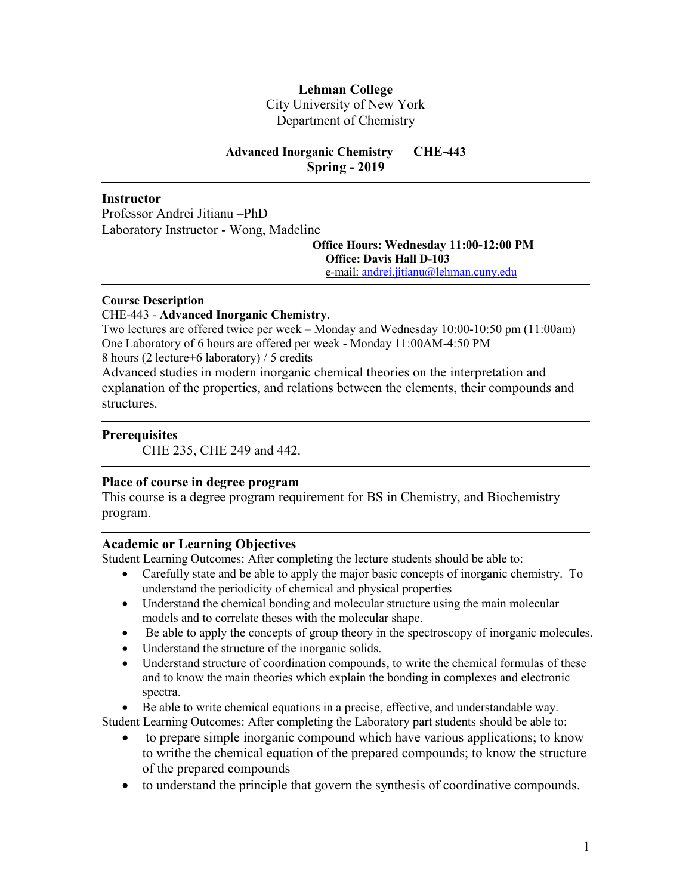**Lehman College**
City University of New York
Department of Chemistry

**Advanced Inorganic Chemistry CHE-443**
**Spring - 2019**

## Instructor

Professor Andrei Jitianu –PhD
Laboratory Instructor - Wong, Madeline

**Office Hours: Wednesday 11:00-12:00 PM**
**Office: Davis Hall D-103**
e-mail: andrei.jitianu@lehman.cuny.edu

### Course Description

CHE-443 - **Advanced Inorganic Chemistry**,
Two lectures are offered twice per week – Monday and Wednesday 10:00-10:50 pm (11:00am)
One Laboratory of 6 hours are offered per week - Monday 11:00AM-4:50 PM
8 hours (2 lecture+6 laboratory) / 5 credits
Advanced studies in modern inorganic chemical theories on the interpretation and explanation of the properties, and relations between the elements, their compounds and structures.

### Prerequisites

CHE 235, CHE 249 and 442.

### Place of course in degree program

This course is a degree program requirement for BS in Chemistry, and Biochemistry program.

### Academic or Learning Objectives

Student Learning Outcomes: After completing the lecture students should be able to:

- Carefully state and be able to apply the major basic concepts of inorganic chemistry. To understand the periodicity of chemical and physical properties
- Understand the chemical bonding and molecular structure using the main molecular models and to correlate theses with the molecular shape.
- Be able to apply the concepts of group theory in the spectroscopy of inorganic molecules.
- Understand the structure of the inorganic solids.
- Understand structure of coordination compounds, to write the chemical formulas of these and to know the main theories which explain the bonding in complexes and electronic spectra.
- Be able to write chemical equations in a precise, effective, and understandable way.

Student Learning Outcomes: After completing the Laboratory part students should be able to:

- to prepare simple inorganic compound which have various applications; to know to writhe the chemical equation of the prepared compounds; to know the structure of the prepared compounds
- to understand the principle that govern the synthesis of coordinative compounds.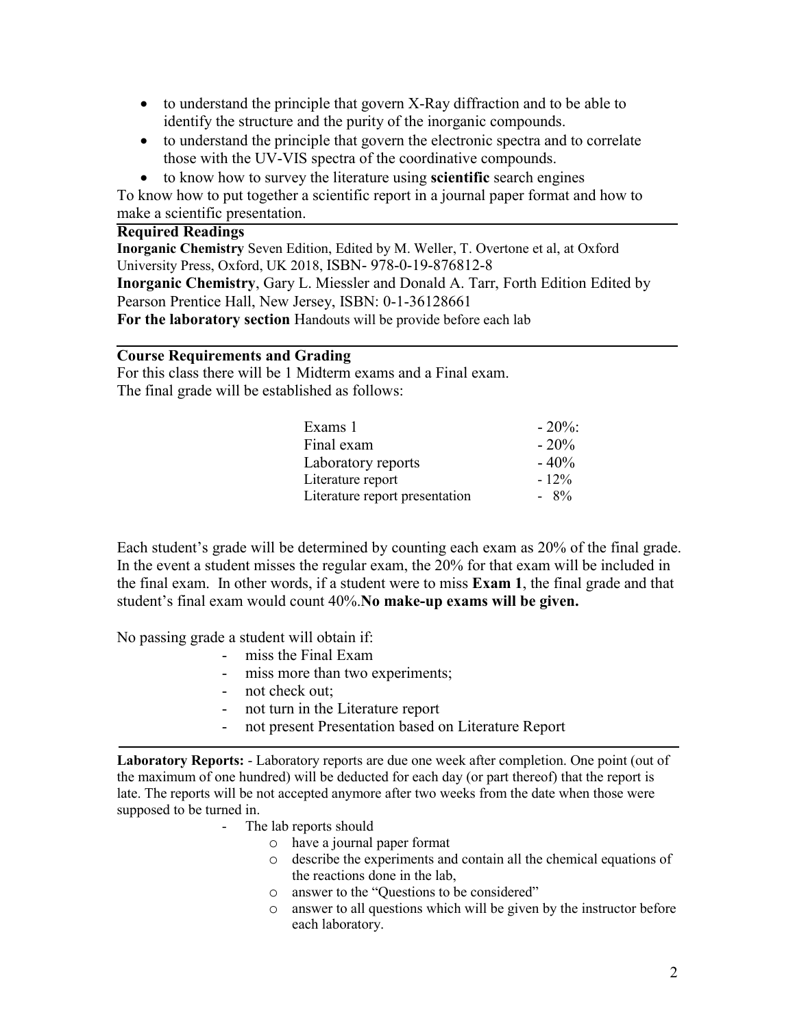- to understand the principle that govern X-Ray diffraction and to be able to identify the structure and the purity of the inorganic compounds.
- to understand the principle that govern the electronic spectra and to correlate those with the UV-VIS spectra of the coordinative compounds.
- to know how to survey the literature using **scientific** search engines

To know how to put together a scientific report in a journal paper format and how to make a scientific presentation.

## Required Readings

**Inorganic Chemistry** Seven Edition, Edited by M. Weller, T. Overtone et al, at Oxford University Press, Oxford, UK 2018, ISBN- 978-0-19-876812-8

**Inorganic Chemistry**, Gary L. Miessler and Donald A. Tarr, Forth Edition Edited by Pearson Prentice Hall, New Jersey, ISBN: 0-1-36128661

**For the laboratory section** Handouts will be provide before each lab

## Course Requirements and Grading

For this class there will be 1 Midterm exams and a Final exam.
The final grade will be established as follows:

| | |
|---|---|
| Exams 1 | - 20%: |
| Final exam | - 20% |
| Laboratory reports | - 40% |
| Literature report | - 12% |
| Literature report presentation | - 8% |

Each student's grade will be determined by counting each exam as 20% of the final grade. In the event a student misses the regular exam, the 20% for that exam will be included in the final exam. In other words, if a student were to miss **Exam 1**, the final grade and that student's final exam would count 40%.**No make-up exams will be given.**

No passing grade a student will obtain if:

- miss the Final Exam
- miss more than two experiments;
- not check out;
- not turn in the Literature report
- not present Presentation based on Literature Report

**Laboratory Reports:** - Laboratory reports are due one week after completion. One point (out of the maximum of one hundred) will be deducted for each day (or part thereof) that the report is late. The reports will be not accepted anymore after two weeks from the date when those were supposed to be turned in.

- The lab reports should
  - have a journal paper format
  - describe the experiments and contain all the chemical equations of the reactions done in the lab,
  - answer to the "Questions to be considered"
  - answer to all questions which will be given by the instructor before each laboratory.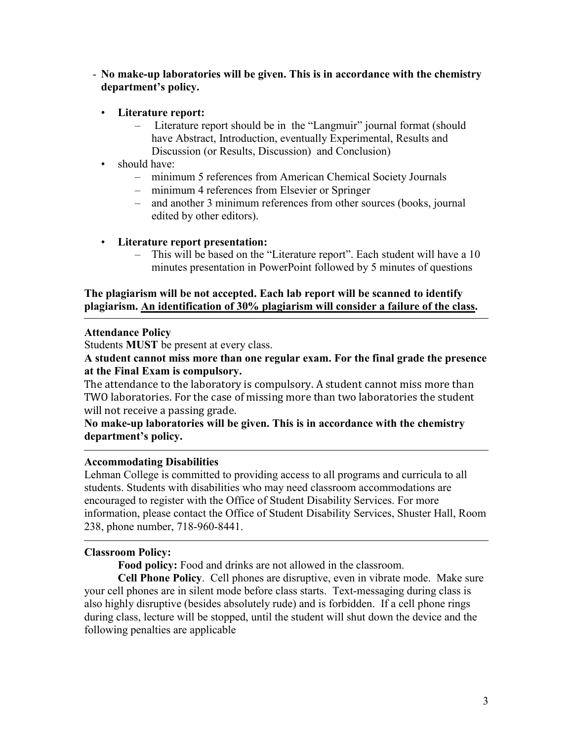- **No make-up laboratories will be given. This is in accordance with the chemistry department's policy.**

  - **Literature report:**
    - Literature report should be in the "Langmuir" journal format (should have Abstract, Introduction, eventually Experimental, Results and Discussion (or Results, Discussion) and Conclusion)
  - should have:
    - minimum 5 references from American Chemical Society Journals
    - minimum 4 references from Elsevier or Springer
    - and another 3 minimum references from other sources (books, journal edited by other editors).

  - **Literature report presentation:**
    - This will be based on the "Literature report". Each student will have a 10 minutes presentation in PowerPoint followed by 5 minutes of questions

**The plagiarism will be not accepted. Each lab report will be scanned to identify plagiarism. <u>An identification of 30% plagiarism will consider a failure of the class</u>.**

---

**Attendance Policy**

Students **MUST** be present at every class.

**A student cannot miss more than one regular exam. For the final grade the presence at the Final Exam is compulsory.**

The attendance to the laboratory is compulsory. A student cannot miss more than TWO laboratories. For the case of missing more than two laboratories the student will not receive a passing grade.

**No make-up laboratories will be given. This is in accordance with the chemistry department's policy.**

---

**Accommodating Disabilities**

Lehman College is committed to providing access to all programs and curricula to all students. Students with disabilities who may need classroom accommodations are encouraged to register with the Office of Student Disability Services. For more information, please contact the Office of Student Disability Services, Shuster Hall, Room 238, phone number, 718-960-8441.

---

**Classroom Policy:**

**Food policy:** Food and drinks are not allowed in the classroom.

**Cell Phone Policy**. Cell phones are disruptive, even in vibrate mode. Make sure your cell phones are in silent mode before class starts. Text-messaging during class is also highly disruptive (besides absolutely rude) and is forbidden. If a cell phone rings during class, lecture will be stopped, until the student will shut down the device and the following penalties are applicable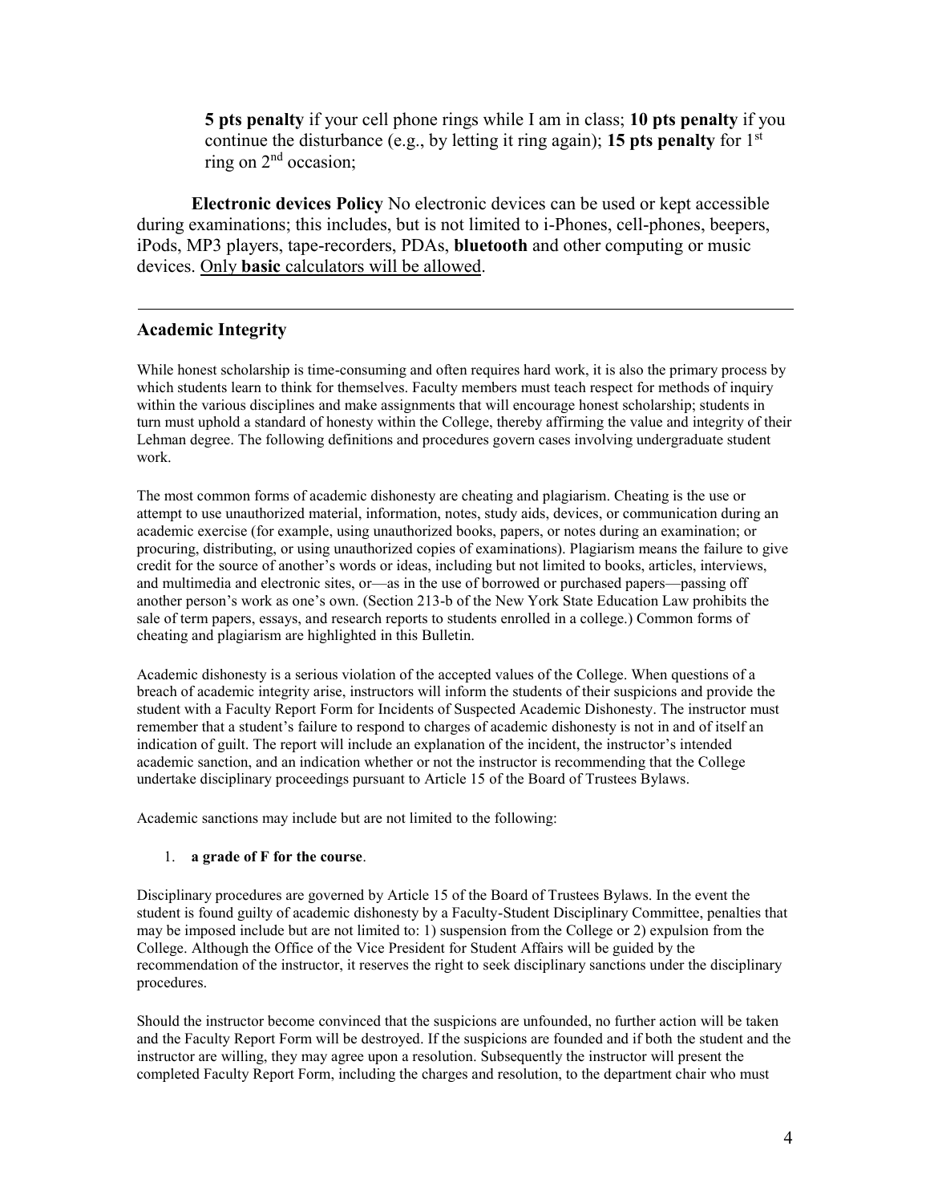**5 pts penalty** if your cell phone rings while I am in class; **10 pts penalty** if you continue the disturbance (e.g., by letting it ring again); **15 pts penalty** for 1st ring on 2nd occasion;

**Electronic devices Policy** No electronic devices can be used or kept accessible during examinations; this includes, but is not limited to i-Phones, cell-phones, beepers, iPods, MP3 players, tape-recorders, PDAs, **bluetooth** and other computing or music devices. Only **basic** calculators will be allowed.

---

## Academic Integrity

While honest scholarship is time-consuming and often requires hard work, it is also the primary process by which students learn to think for themselves. Faculty members must teach respect for methods of inquiry within the various disciplines and make assignments that will encourage honest scholarship; students in turn must uphold a standard of honesty within the College, thereby affirming the value and integrity of their Lehman degree. The following definitions and procedures govern cases involving undergraduate student work.

The most common forms of academic dishonesty are cheating and plagiarism. Cheating is the use or attempt to use unauthorized material, information, notes, study aids, devices, or communication during an academic exercise (for example, using unauthorized books, papers, or notes during an examination; or procuring, distributing, or using unauthorized copies of examinations). Plagiarism means the failure to give credit for the source of another's words or ideas, including but not limited to books, articles, interviews, and multimedia and electronic sites, or—as in the use of borrowed or purchased papers—passing off another person's work as one's own. (Section 213-b of the New York State Education Law prohibits the sale of term papers, essays, and research reports to students enrolled in a college.) Common forms of cheating and plagiarism are highlighted in this Bulletin.

Academic dishonesty is a serious violation of the accepted values of the College. When questions of a breach of academic integrity arise, instructors will inform the students of their suspicions and provide the student with a Faculty Report Form for Incidents of Suspected Academic Dishonesty. The instructor must remember that a student's failure to respond to charges of academic dishonesty is not in and of itself an indication of guilt. The report will include an explanation of the incident, the instructor's intended academic sanction, and an indication whether or not the instructor is recommending that the College undertake disciplinary proceedings pursuant to Article 15 of the Board of Trustees Bylaws.

Academic sanctions may include but are not limited to the following:

1. **a grade of F for the course**.

Disciplinary procedures are governed by Article 15 of the Board of Trustees Bylaws. In the event the student is found guilty of academic dishonesty by a Faculty-Student Disciplinary Committee, penalties that may be imposed include but are not limited to: 1) suspension from the College or 2) expulsion from the College. Although the Office of the Vice President for Student Affairs will be guided by the recommendation of the instructor, it reserves the right to seek disciplinary sanctions under the disciplinary procedures.

Should the instructor become convinced that the suspicions are unfounded, no further action will be taken and the Faculty Report Form will be destroyed. If the suspicions are founded and if both the student and the instructor are willing, they may agree upon a resolution. Subsequently the instructor will present the completed Faculty Report Form, including the charges and resolution, to the department chair who must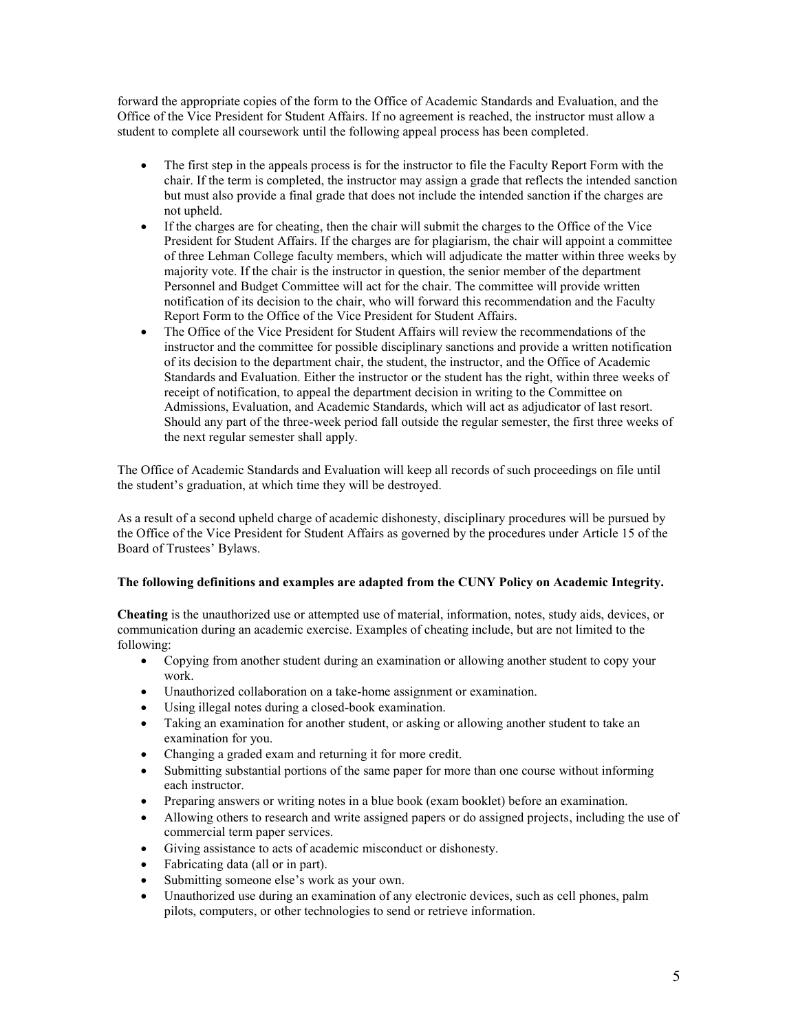forward the appropriate copies of the form to the Office of Academic Standards and Evaluation, and the Office of the Vice President for Student Affairs. If no agreement is reached, the instructor must allow a student to complete all coursework until the following appeal process has been completed.

- The first step in the appeals process is for the instructor to file the Faculty Report Form with the chair. If the term is completed, the instructor may assign a grade that reflects the intended sanction but must also provide a final grade that does not include the intended sanction if the charges are not upheld.
- If the charges are for cheating, then the chair will submit the charges to the Office of the Vice President for Student Affairs. If the charges are for plagiarism, the chair will appoint a committee of three Lehman College faculty members, which will adjudicate the matter within three weeks by majority vote. If the chair is the instructor in question, the senior member of the department Personnel and Budget Committee will act for the chair. The committee will provide written notification of its decision to the chair, who will forward this recommendation and the Faculty Report Form to the Office of the Vice President for Student Affairs.
- The Office of the Vice President for Student Affairs will review the recommendations of the instructor and the committee for possible disciplinary sanctions and provide a written notification of its decision to the department chair, the student, the instructor, and the Office of Academic Standards and Evaluation. Either the instructor or the student has the right, within three weeks of receipt of notification, to appeal the department decision in writing to the Committee on Admissions, Evaluation, and Academic Standards, which will act as adjudicator of last resort. Should any part of the three-week period fall outside the regular semester, the first three weeks of the next regular semester shall apply.

The Office of Academic Standards and Evaluation will keep all records of such proceedings on file until the student's graduation, at which time they will be destroyed.

As a result of a second upheld charge of academic dishonesty, disciplinary procedures will be pursued by the Office of the Vice President for Student Affairs as governed by the procedures under Article 15 of the Board of Trustees' Bylaws.

**The following definitions and examples are adapted from the CUNY Policy on Academic Integrity.**

**Cheating** is the unauthorized use or attempted use of material, information, notes, study aids, devices, or communication during an academic exercise. Examples of cheating include, but are not limited to the following:

- Copying from another student during an examination or allowing another student to copy your work.
- Unauthorized collaboration on a take-home assignment or examination.
- Using illegal notes during a closed-book examination.
- Taking an examination for another student, or asking or allowing another student to take an examination for you.
- Changing a graded exam and returning it for more credit.
- Submitting substantial portions of the same paper for more than one course without informing each instructor.
- Preparing answers or writing notes in a blue book (exam booklet) before an examination.
- Allowing others to research and write assigned papers or do assigned projects, including the use of commercial term paper services.
- Giving assistance to acts of academic misconduct or dishonesty.
- Fabricating data (all or in part).
- Submitting someone else's work as your own.
- Unauthorized use during an examination of any electronic devices, such as cell phones, palm pilots, computers, or other technologies to send or retrieve information.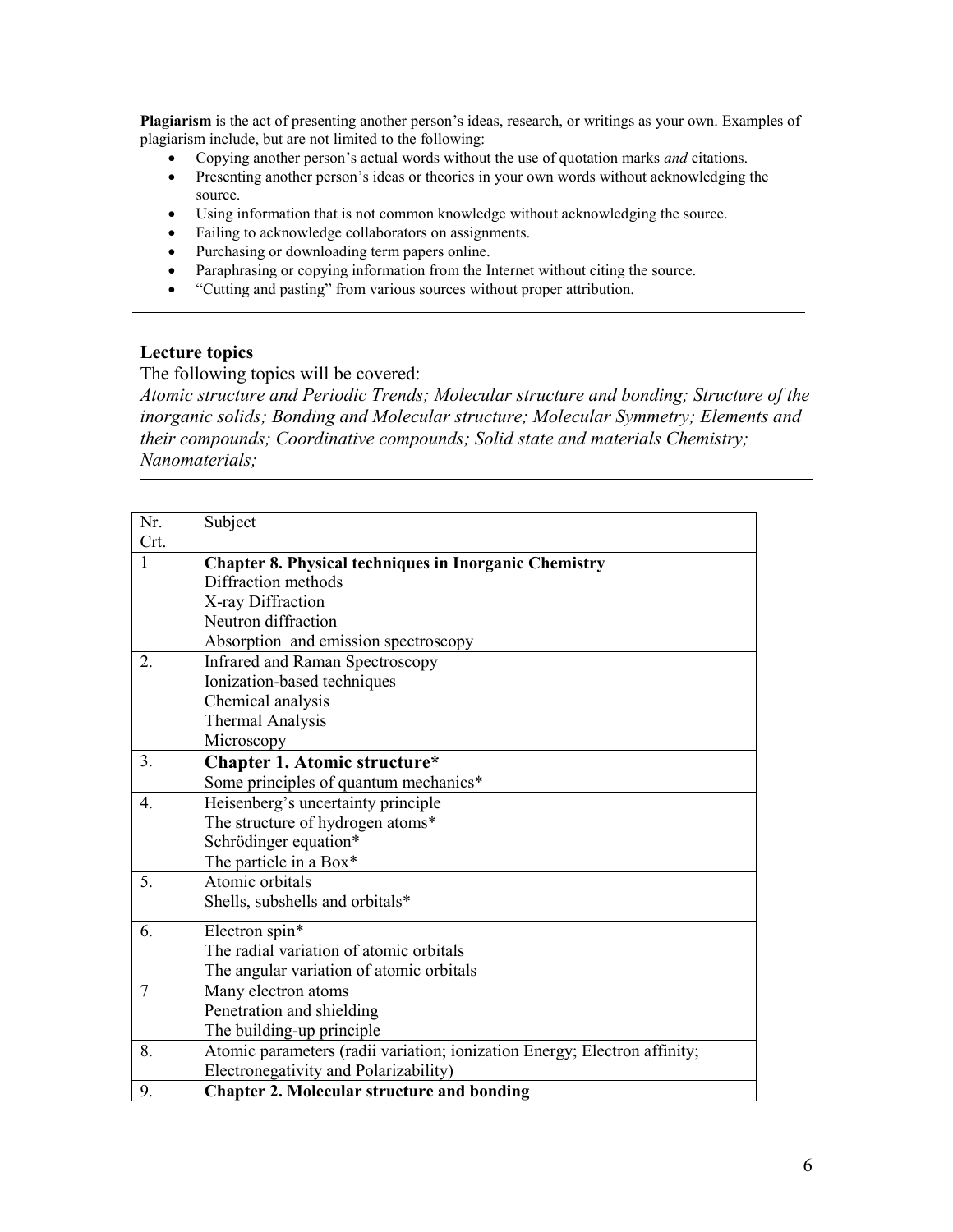**Plagiarism** is the act of presenting another person's ideas, research, or writings as your own. Examples of plagiarism include, but are not limited to the following:

- Copying another person's actual words without the use of quotation marks *and* citations.
- Presenting another person's ideas or theories in your own words without acknowledging the source.
- Using information that is not common knowledge without acknowledging the source.
- Failing to acknowledge collaborators on assignments.
- Purchasing or downloading term papers online.
- Paraphrasing or copying information from the Internet without citing the source.
- "Cutting and pasting" from various sources without proper attribution.

---

### Lecture topics

The following topics will be covered:

*Atomic structure and Periodic Trends; Molecular structure and bonding; Structure of the inorganic solids; Bonding and Molecular structure; Molecular Symmetry; Elements and their compounds; Coordinative compounds; Solid state and materials Chemistry; Nanomaterials;*

---

| Nr. Crt. | Subject |
|---|---|
| 1 | **Chapter 8. Physical techniques in Inorganic Chemistry**<br>Diffraction methods<br>X-ray Diffraction<br>Neutron diffraction<br>Absorption and emission spectroscopy |
| 2. | Infrared and Raman Spectroscopy<br>Ionization-based techniques<br>Chemical analysis<br>Thermal Analysis<br>Microscopy |
| 3. | **Chapter 1. Atomic structure***<br>Some principles of quantum mechanics* |
| 4. | Heisenberg's uncertainty principle<br>The structure of hydrogen atoms*<br>Schrödinger equation*<br>The particle in a Box* |
| 5. | Atomic orbitals<br>Shells, subshells and orbitals* |
| 6. | Electron spin*<br>The radial variation of atomic orbitals<br>The angular variation of atomic orbitals |
| 7 | Many electron atoms<br>Penetration and shielding<br>The building-up principle |
| 8. | Atomic parameters (radii variation; ionization Energy; Electron affinity; Electronegativity and Polarizability) |
| 9. | **Chapter 2. Molecular structure and bonding** |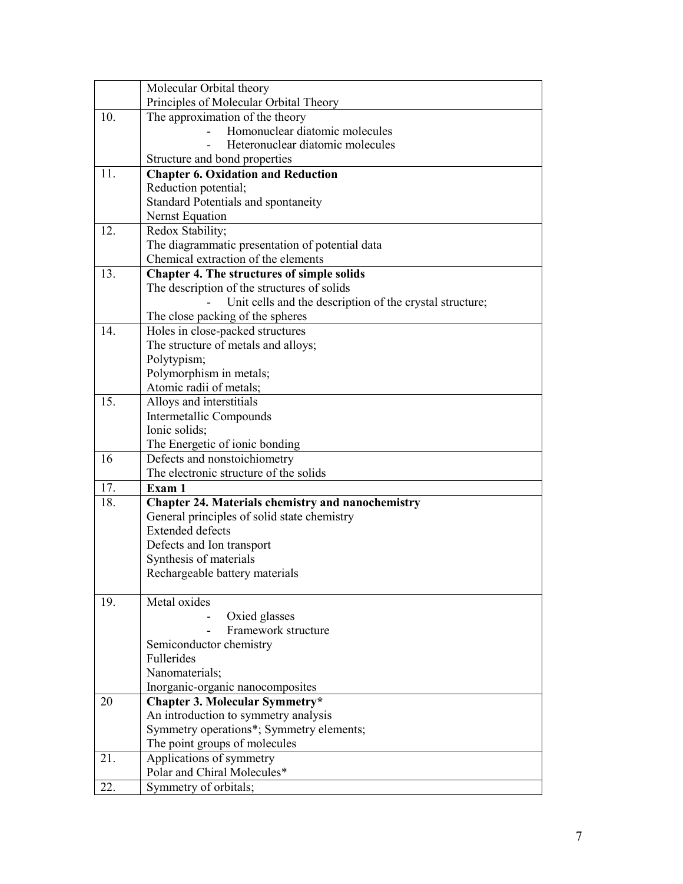| | |
|---|---|
| | Molecular Orbital theory<br>Principles of Molecular Orbital Theory |
| 10. | The approximation of the theory<br>- Homonuclear diatomic molecules<br>- Heteronuclear diatomic molecules<br>Structure and bond properties |
| 11. | **Chapter 6. Oxidation and Reduction**<br>Reduction potential;<br>Standard Potentials and spontaneity<br>Nernst Equation |
| 12. | Redox Stability;<br>The diagrammatic presentation of potential data<br>Chemical extraction of the elements |
| 13. | **Chapter 4. The structures of simple solids**<br>The description of the structures of solids<br>- Unit cells and the description of the crystal structure;<br>The close packing of the spheres |
| 14. | Holes in close-packed structures<br>The structure of metals and alloys;<br>Polytypism;<br>Polymorphism in metals;<br>Atomic radii of metals; |
| 15. | Alloys and interstitials<br>Intermetallic Compounds<br>Ionic solids;<br>The Energetic of ionic bonding |
| 16 | Defects and nonstoichiometry<br>The electronic structure of the solids |
| 17. | **Exam 1** |
| 18. | **Chapter 24. Materials chemistry and nanochemistry**<br>General principles of solid state chemistry<br>Extended defects<br>Defects and Ion transport<br>Synthesis of materials<br>Rechargeable battery materials |
| 19. | Metal oxides<br>- Oxied glasses<br>- Framework structure<br>Semiconductor chemistry<br>Fullerides<br>Nanomaterials;<br>Inorganic-organic nanocomposites |
| 20 | **Chapter 3. Molecular Symmetry***<br>An introduction to symmetry analysis<br>Symmetry operations*; Symmetry elements;<br>The point groups of molecules |
| 21. | Applications of symmetry<br>Polar and Chiral Molecules* |
| 22. | Symmetry of orbitals; |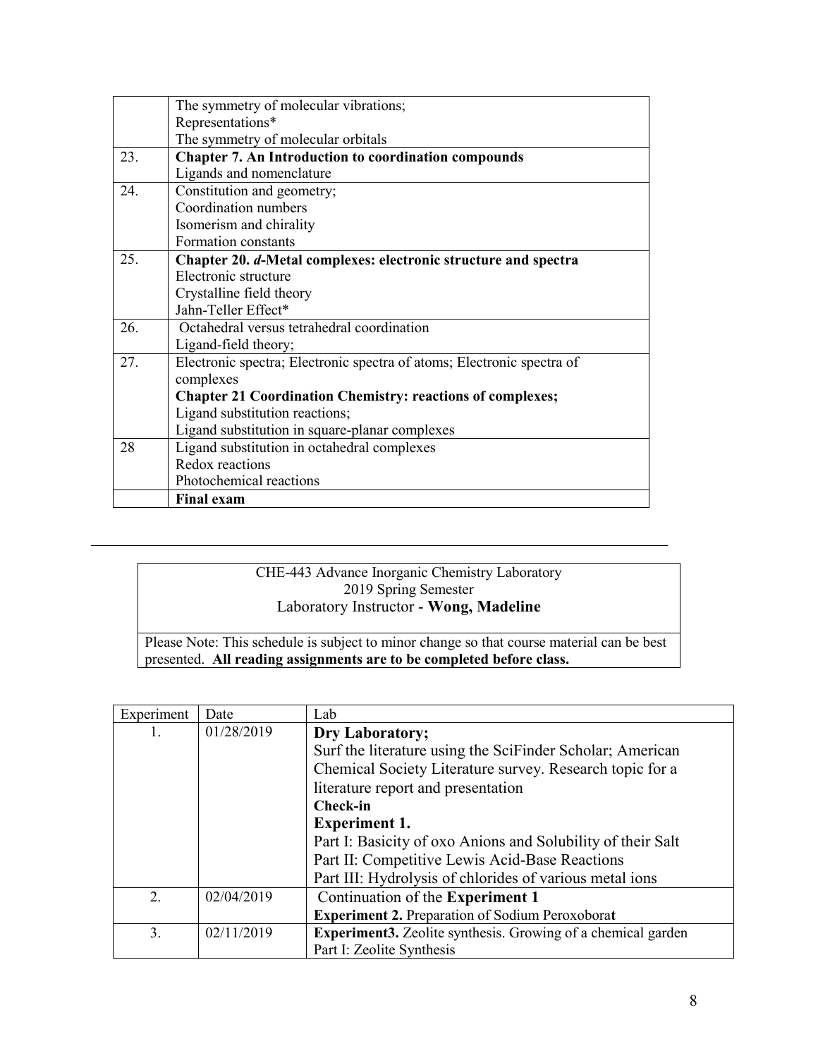|  |  |
| --- | --- |
|  | The symmetry of molecular vibrations;<br>Representations*<br>The symmetry of molecular orbitals |
| 23. | **Chapter 7. An Introduction to coordination compounds**<br>Ligands and nomenclature |
| 24. | Constitution and geometry;<br>Coordination numbers<br>Isomerism and chirality<br>Formation constants |
| 25. | **Chapter 20. *d*-Metal complexes: electronic structure and spectra**<br>Electronic structure<br>Crystalline field theory<br>Jahn-Teller Effect* |
| 26. | Octahedral versus tetrahedral coordination<br>Ligand-field theory; |
| 27. | Electronic spectra; Electronic spectra of atoms; Electronic spectra of complexes<br>**Chapter 21 Coordination Chemistry: reactions of complexes;**<br>Ligand substitution reactions;<br>Ligand substitution in square-planar complexes |
| 28 | Ligand substitution in octahedral complexes<br>Redox reactions<br>Photochemical reactions |
|  | **Final exam** |

---

CHE-443 Advance Inorganic Chemistry Laboratory
2019 Spring Semester
Laboratory Instructor - **Wong, Madeline**

Please Note: This schedule is subject to minor change so that course material can be best presented. **All reading assignments are to be completed before class.**

| Experiment | Date | Lab |
| --- | --- | --- |
| 1. | 01/28/2019 | **Dry Laboratory;**<br>Surf the literature using the SciFinder Scholar; American Chemical Society Literature survey. Research topic for a literature report and presentation<br>**Check-in**<br>**Experiment 1.**<br>Part I: Basicity of oxo Anions and Solubility of their Salt<br>Part II: Competitive Lewis Acid-Base Reactions<br>Part III: Hydrolysis of chlorides of various metal ions |
| 2. | 02/04/2019 | Continuation of the **Experiment 1**<br>**Experiment 2.** Preparation of Sodium Peroxoborat |
| 3. | 02/11/2019 | **Experiment3.** Zeolite synthesis. Growing of a chemical garden<br>Part I: Zeolite Synthesis |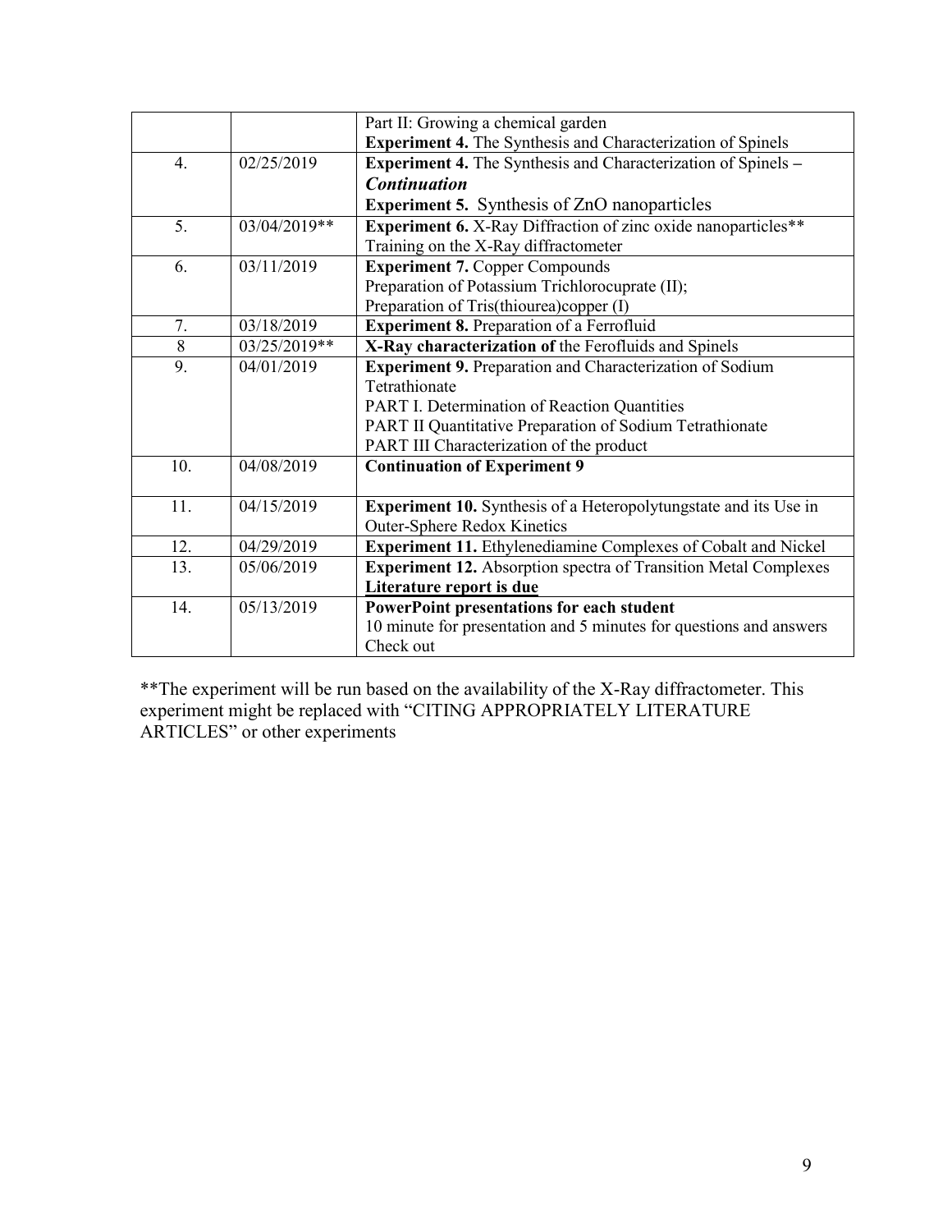| | | |
|---|---|---|
| | | Part II: Growing a chemical garden<br>**Experiment 4.** The Synthesis and Characterization of Spinels |
| 4. | 02/25/2019 | **Experiment 4.** The Synthesis and Characterization of Spinels – ***Continuation***<br>**Experiment 5.** Synthesis of ZnO nanoparticles |
| 5. | 03/04/2019** | **Experiment 6.** X-Ray Diffraction of zinc oxide nanoparticles**<br>Training on the X-Ray diffractometer |
| 6. | 03/11/2019 | **Experiment 7.** Copper Compounds<br>Preparation of Potassium Trichlorocuprate (II);<br>Preparation of Tris(thiourea)copper (I) |
| 7. | 03/18/2019 | **Experiment 8.** Preparation of a Ferrofluid |
| 8 | 03/25/2019** | **X-Ray characterization of** the Ferofluids and Spinels |
| 9. | 04/01/2019 | **Experiment 9.** Preparation and Characterization of Sodium Tetrathionate<br>PART I. Determination of Reaction Quantities<br>PART II Quantitative Preparation of Sodium Tetrathionate<br>PART III Characterization of the product |
| 10. | 04/08/2019 | **Continuation of Experiment 9** |
| 11. | 04/15/2019 | **Experiment 10.** Synthesis of a Heteropolytungstate and its Use in Outer-Sphere Redox Kinetics |
| 12. | 04/29/2019 | **Experiment 11.** Ethylenediamine Complexes of Cobalt and Nickel |
| 13. | 05/06/2019 | **Experiment 12.** Absorption spectra of Transition Metal Complexes<br>**Literature report is due** |
| 14. | 05/13/2019 | **PowerPoint presentations for each student**<br>10 minute for presentation and 5 minutes for questions and answers<br>Check out |

**The experiment will be run based on the availability of the X-Ray diffractometer. This experiment might be replaced with "CITING APPROPRIATELY LITERATURE ARTICLES" or other experiments